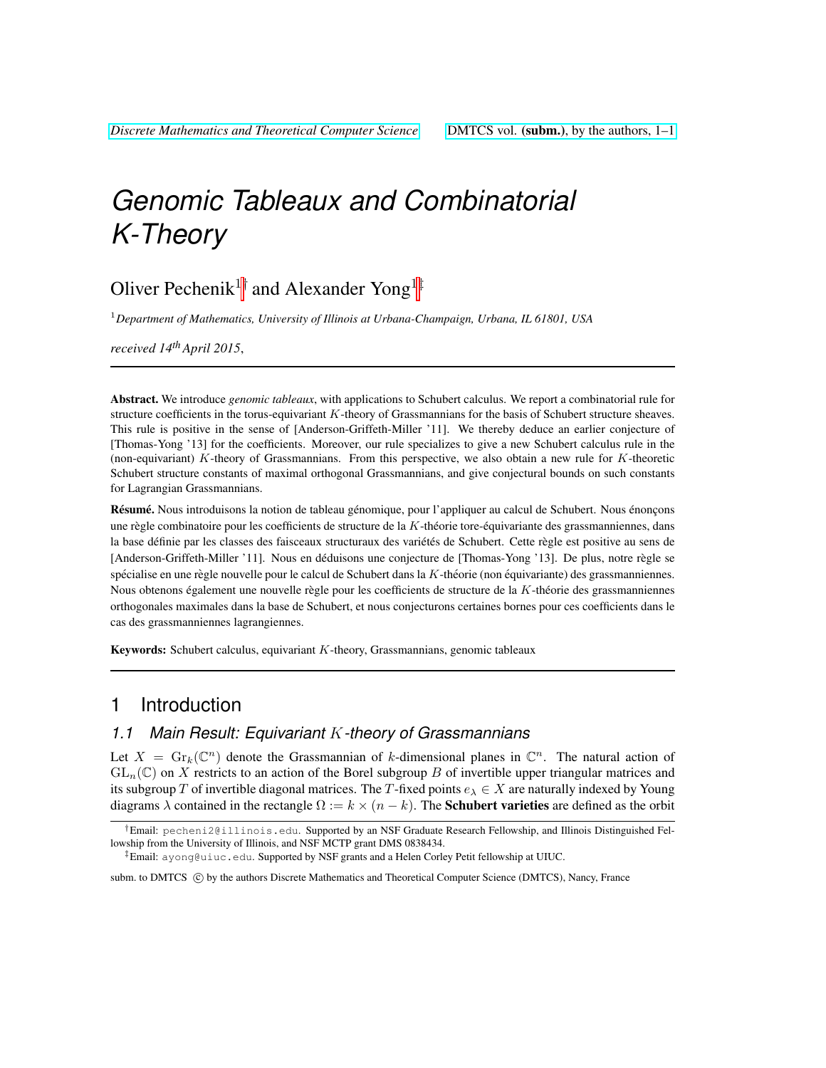# Genomic Tableaux and Combinatorial K-Theory

Oliver Pechenik[1]† and Alexander Yong[1]‡

[1]*Department of Mathematics, University of Illinois at Urbana-Champaign, Urbana, IL 61801, USA*

*received 14th April 2015*,

---

**Abstract.** We introduce *genomic tableaux*, with applications to Schubert calculus. We report a combinatorial rule for structure coefficients in the torus-equivariant $K$-theory of Grassmannians for the basis of Schubert structure sheaves. This rule is positive in the sense of [Anderson-Griffeth-Miller '11]. We thereby deduce an earlier conjecture of [Thomas-Yong '13] for the coefficients. Moreover, our rule specializes to give a new Schubert calculus rule in the (non-equivariant) $K$-theory of Grassmannians. From this perspective, we also obtain a new rule for $K$-theoretic Schubert structure constants of maximal orthogonal Grassmannians, and give conjectural bounds on such constants for Lagrangian Grassmannians.

**Résumé.** Nous introduisons la notion de tableau génomique, pour l'appliquer au calcul de Schubert. Nous énonçons une règle combinatoire pour les coefficients de structure de la $K$-théorie tore-équivariante des grassmanniennes, dans la base définie par les classes des faisceaux structuraux des variétés de Schubert. Cette règle est positive au sens de [Anderson-Griffeth-Miller '11]. Nous en déduisons une conjecture de [Thomas-Yong '13]. De plus, notre règle se spécialise en une règle nouvelle pour le calcul de Schubert dans la $K$-théorie (non équivariante) des grassmanniennes. Nous obtenons également une nouvelle règle pour les coefficients de structure de la $K$-théorie des grassmanniennes orthogonales maximales dans la base de Schubert, et nous conjecturons certaines bornes pour ces coefficients dans le cas des grassmanniennes lagrangiennes.

**Keywords:** Schubert calculus, equivariant $K$-theory, Grassmannians, genomic tableaux

---

## 1 Introduction

### 1.1 Main Result: Equivariant $K$-theory of Grassmannians

Let $X = \mathrm{Gr}_k(\mathbb{C}^n)$ denote the Grassmannian of $k$-dimensional planes in $\mathbb{C}^n$. The natural action of $\mathrm{GL}_n(\mathbb{C})$ on $X$ restricts to an action of the Borel subgroup $B$ of invertible upper triangular matrices and its subgroup $T$ of invertible diagonal matrices. The $T$-fixed points $e_\lambda \in X$ are naturally indexed by Young diagrams $\lambda$ contained in the rectangle $\Omega := k \times (n-k)$. The **Schubert varieties** are defined as the orbit

†Email: pecheni2@illinois.edu. Supported by an NSF Graduate Research Fellowship, and Illinois Distinguished Fellowship from the University of Illinois, and NSF MCTP grant DMS 0838434.

‡Email: ayong@uiuc.edu. Supported by NSF grants and a Helen Corley Petit fellowship at UIUC.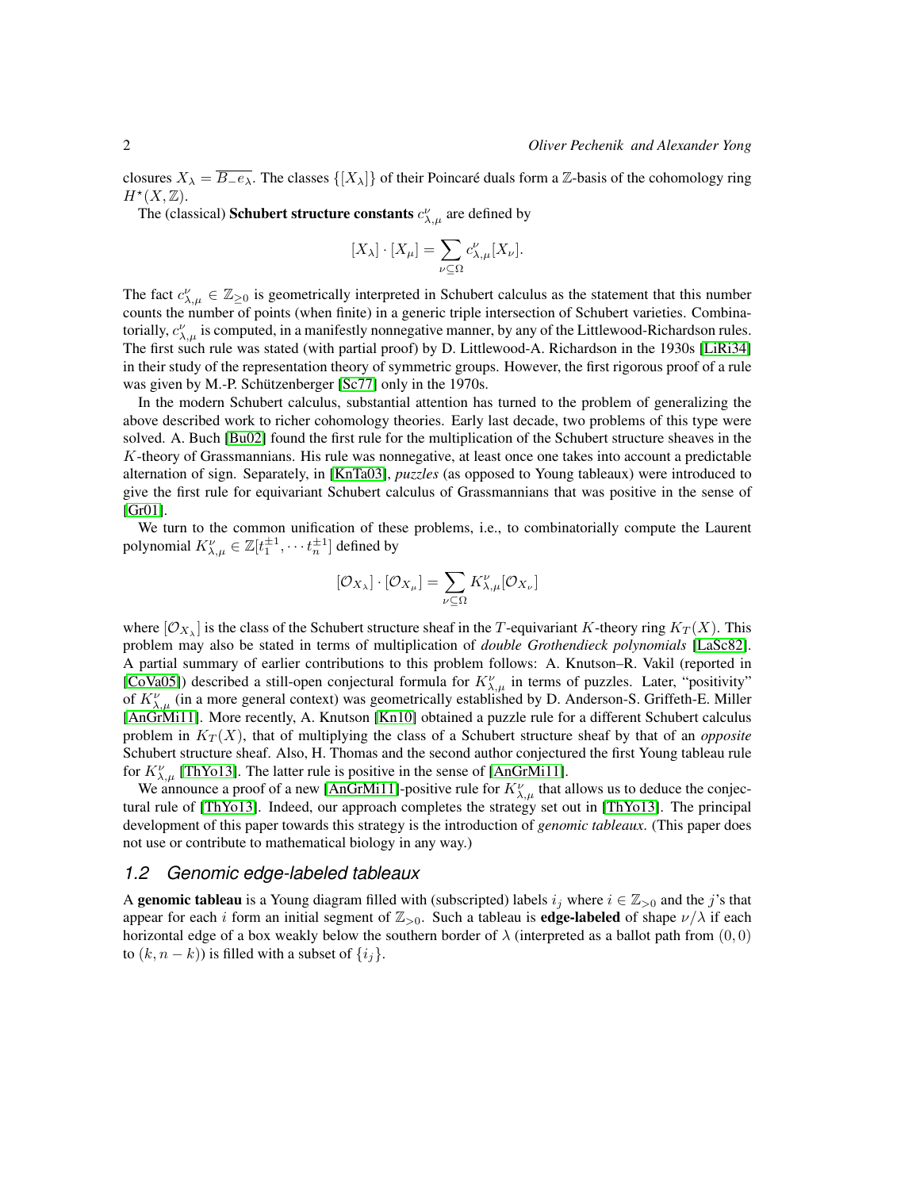closures $X_\lambda = \overline{B_- e_\lambda}$. The classes $\{[X_\lambda]\}$ of their Poincaré duals form a $\mathbb{Z}$-basis of the cohomology ring $H^\star(X,\mathbb{Z})$.

The (classical) **Schubert structure constants** $c_{\lambda,\mu}^{\nu}$ are defined by

$$[X_\lambda] \cdot [X_\mu] = \sum_{\nu \subseteq \Omega} c_{\lambda,\mu}^{\nu} [X_\nu].$$

The fact $c_{\lambda,\mu}^{\nu} \in \mathbb{Z}_{\geq 0}$ is geometrically interpreted in Schubert calculus as the statement that this number counts the number of points (when finite) in a generic triple intersection of Schubert varieties. Combinatorially, $c_{\lambda,\mu}^{\nu}$ is computed, in a manifestly nonnegative manner, by any of the Littlewood-Richardson rules. The first such rule was stated (with partial proof) by D. Littlewood-A. Richardson in the 1930s [LiRi34] in their study of the representation theory of symmetric groups. However, the first rigorous proof of a rule was given by M.-P. Schützenberger [Sc77] only in the 1970s.

In the modern Schubert calculus, substantial attention has turned to the problem of generalizing the above described work to richer cohomology theories. Early last decade, two problems of this type were solved. A. Buch [Bu02] found the first rule for the multiplication of the Schubert structure sheaves in the $K$-theory of Grassmannians. His rule was nonnegative, at least once one takes into account a predictable alternation of sign. Separately, in [KnTa03], *puzzles* (as opposed to Young tableaux) were introduced to give the first rule for equivariant Schubert calculus of Grassmannians that was positive in the sense of [Gr01].

We turn to the common unification of these problems, i.e., to combinatorially compute the Laurent polynomial $K_{\lambda,\mu}^{\nu} \in \mathbb{Z}[t_1^{\pm 1}, \cdots t_n^{\pm 1}]$ defined by

$$[\mathcal{O}_{X_\lambda}] \cdot [\mathcal{O}_{X_\mu}] = \sum_{\nu \subseteq \Omega} K_{\lambda,\mu}^{\nu} [\mathcal{O}_{X_\nu}]$$

where $[\mathcal{O}_{X_\lambda}]$ is the class of the Schubert structure sheaf in the $T$-equivariant $K$-theory ring $K_T(X)$. This problem may also be stated in terms of multiplication of *double Grothendieck polynomials* [LaSc82]. A partial summary of earlier contributions to this problem follows: A. Knutson–R. Vakil (reported in [CoVa05]) described a still-open conjectural formula for $K_{\lambda,\mu}^{\nu}$ in terms of puzzles. Later, "positivity" of $K_{\lambda,\mu}^{\nu}$ (in a more general context) was geometrically established by D. Anderson-S. Griffeth-E. Miller [AnGrMi11]. More recently, A. Knutson [Kn10] obtained a puzzle rule for a different Schubert calculus problem in $K_T(X)$, that of multiplying the class of a Schubert structure sheaf by that of an *opposite* Schubert structure sheaf. Also, H. Thomas and the second author conjectured the first Young tableau rule for $K_{\lambda,\mu}^{\nu}$ [ThYo13]. The latter rule is positive in the sense of [AnGrMi11].

We announce a proof of a new [AnGrMi11]-positive rule for $K_{\lambda,\mu}^{\nu}$ that allows us to deduce the conjectural rule of [ThYo13]. Indeed, our approach completes the strategy set out in [ThYo13]. The principal development of this paper towards this strategy is the introduction of *genomic tableaux*. (This paper does not use or contribute to mathematical biology in any way.)

## 1.2 Genomic edge-labeled tableaux

A **genomic tableau** is a Young diagram filled with (subscripted) labels $i_j$ where $i \in \mathbb{Z}_{>0}$ and the $j$'s that appear for each $i$ form an initial segment of $\mathbb{Z}_{>0}$. Such a tableau is **edge-labeled** of shape $\nu/\lambda$ if each horizontal edge of a box weakly below the southern border of $\lambda$ (interpreted as a ballot path from $(0,0)$ to $(k, n-k)$) is filled with a subset of $\{i_j\}$.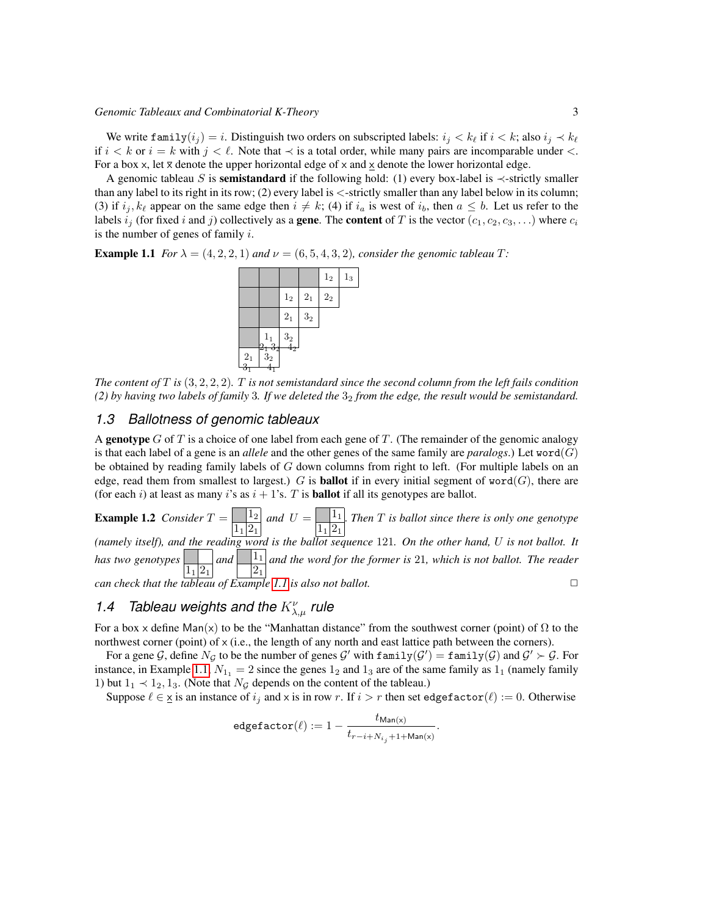We write $\texttt{family}(i_j) = i$. Distinguish two orders on subscripted labels: $i_j < k_\ell$ if $i < k$; also $i_j \prec k_\ell$ if $i < k$ or $i = k$ with $j < \ell$. Note that $\prec$ is a total order, while many pairs are incomparable under $<$. For a box $\mathsf{x}$, let $\overline{\mathsf{x}}$ denote the upper horizontal edge of $\mathsf{x}$ and $\underline{\mathsf{x}}$ denote the lower horizontal edge.

A genomic tableau $S$ is **semistandard** if the following hold: (1) every box-label is $\prec$-strictly smaller than any label to its right in its row; (2) every label is $<$-strictly smaller than any label below in its column; (3) if $i_j, k_\ell$ appear on the same edge then $i \neq k$; (4) if $i_a$ is west of $i_b$, then $a \leq b$. Let us refer to the labels $i_j$ (for fixed $i$ and $j$) collectively as a **gene**. The **content** of $T$ is the vector $(c_1, c_2, c_3, \ldots)$ where $c_i$ is the number of genes of family $i$.

**Example 1.1** *For $\lambda = (4, 2, 2, 1)$ and $\nu = (6, 5, 4, 3, 2)$, consider the genomic tableau $T$:*

| ■ | ■ | ■ | ■ | $1_2$ | $1_3$ |
|---|---|---|---|---|---|
| ■ | ■ | $1_2$ | $2_1$ | $2_2$ | |
| ■ | ■ | $2_1$ | $3_2$ | | |
| ■ | $1_1$ (lower edge: $2_1\, 3_2$) | $3_2$ (lower edge: $4_2$) | | | |
| $2_1$ (lower edge: $3_1$) | $3_2$ (lower edge: $4_1$) | | | | |

*The content of $T$ is $(3, 2, 2, 2)$. $T$ is not semistandard since the second column from the left fails condition (2) by having two labels of family 3. If we deleted the $3_2$ from the edge, the result would be semistandard.*

## 1.3 Ballotness of genomic tableaux

A **genotype** $G$ of $T$ is a choice of one label from each gene of $T$. (The remainder of the genomic analogy is that each label of a gene is an *allele* and the other genes of the same family are *paralogs*.) Let $\texttt{word}(G)$ be obtained by reading family labels of $G$ down columns from right to left. (For multiple labels on an edge, read them from smallest to largest.) $G$ is **ballot** if in every initial segment of $\texttt{word}(G)$, there are (for each $i$) at least as many $i$'s as $i+1$'s. $T$ is **ballot** if all its genotypes are ballot.

**Example 1.2** *Consider $T = $* [■ $1_2$ / $1_1$ $2_1$] *and $U = $* [■ $1_1$ / $1_1$ $2_1$]. *Then $T$ is ballot since there is only one genotype (namely itself), and the reading word is the ballot sequence 121. On the other hand, $U$ is not ballot. It has two genotypes* [■ (empty) / $1_1$ $2_1$] *and* [■ $1_1$ / (empty) $2_1$] *and the word for the former is 21, which is not ballot. The reader can check that the tableau of Example 1.1 is also not ballot.* □

## 1.4 Tableau weights and the $K^{\nu}_{\lambda,\mu}$ rule

For a box $\mathsf{x}$ define $\mathsf{Man}(\mathsf{x})$ to be the "Manhattan distance" from the southwest corner (point) of $\Omega$ to the northwest corner (point) of $\mathsf{x}$ (i.e., the length of any north and east lattice path between the corners).

For a gene $\mathcal{G}$, define $N_{\mathcal{G}}$ to be the number of genes $\mathcal{G}'$ with $\texttt{family}(\mathcal{G}') = \texttt{family}(\mathcal{G})$ and $\mathcal{G}' \succ \mathcal{G}$. For instance, in Example 1.1, $N_{1_1} = 2$ since the genes $1_2$ and $1_3$ are of the same family as $1_1$ (namely family 1) but $1_1 \prec 1_2, 1_3$. (Note that $N_{\mathcal{G}}$ depends on the content of the tableau.)

Suppose $\ell \in \underline{\mathsf{x}}$ is an instance of $i_j$ and $\mathsf{x}$ is in row $r$. If $i > r$ then set $\texttt{edgefactor}(\ell) := 0$. Otherwise

$$\texttt{edgefactor}(\ell) := 1 - \frac{t_{\mathsf{Man}(\mathsf{x})}}{t_{r-i+N_{i_j}+1+\mathsf{Man}(\mathsf{x})}}.$$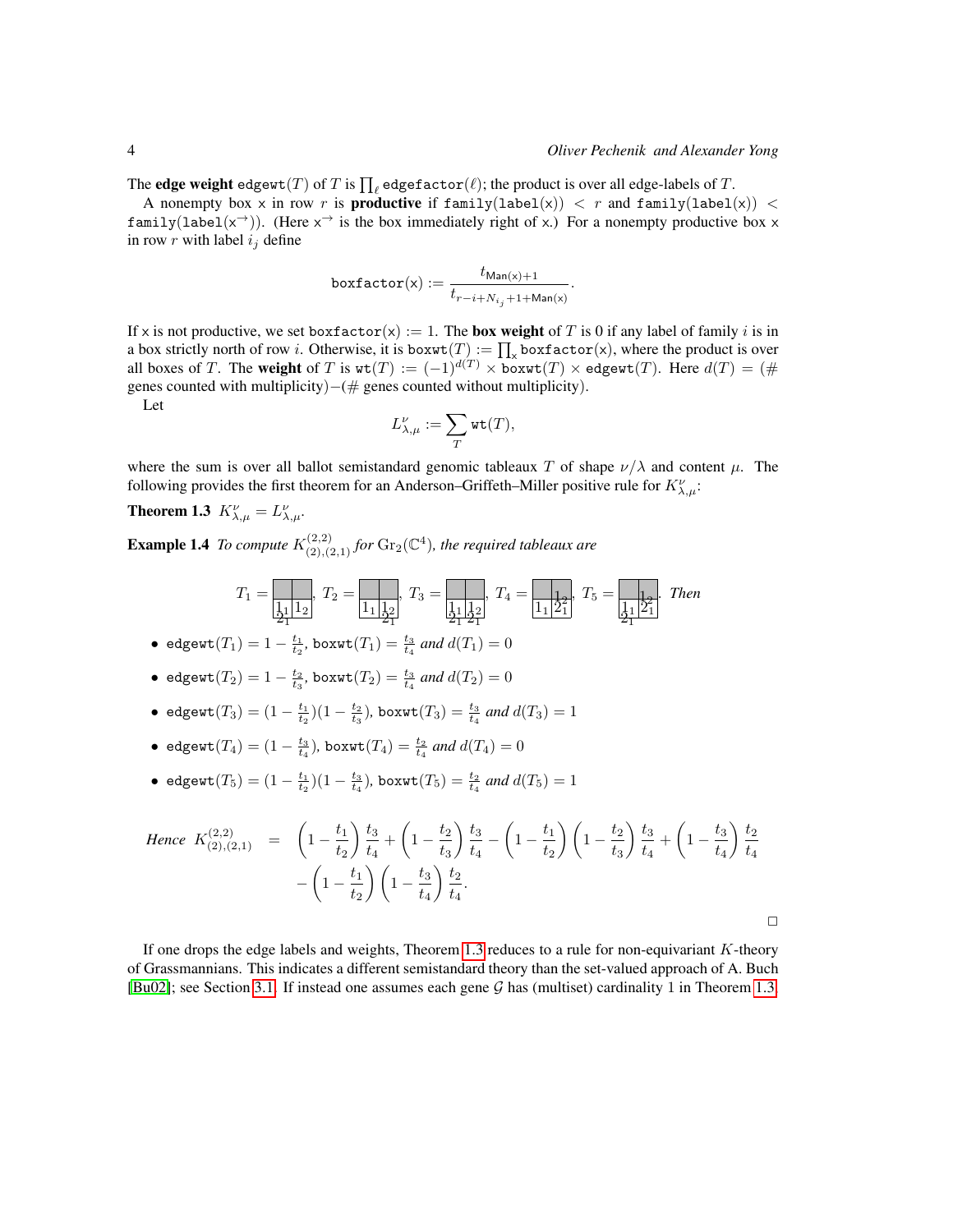The **edge weight** $\texttt{edgewt}(T)$ of $T$ is $\prod_\ell \texttt{edgefactor}(\ell)$; the product is over all edge-labels of $T$.

A nonempty box $\mathsf{x}$ in row $r$ is **productive** if $\texttt{family}(\texttt{label}(\mathsf{x})) < r$ and $\texttt{family}(\texttt{label}(\mathsf{x})) < \texttt{family}(\texttt{label}(\mathsf{x}^{\rightarrow}))$. (Here $\mathsf{x}^{\rightarrow}$ is the box immediately right of $\mathsf{x}$.) For a nonempty productive box $\mathsf{x}$ in row $r$ with label $i_j$ define

$$\texttt{boxfactor}(\mathsf{x}) := \frac{t_{\mathsf{Man}(\mathsf{x})+1}}{t_{r-i+N_{i_j}+1+\mathsf{Man}(\mathsf{x})}}.$$

If $\mathsf{x}$ is not productive, we set $\texttt{boxfactor}(\mathsf{x}) := 1$. The **box weight** of $T$ is 0 if any label of family $i$ is in a box strictly north of row $i$. Otherwise, it is $\texttt{boxwt}(T) := \prod_{\mathsf{x}} \texttt{boxfactor}(\mathsf{x})$, where the product is over all boxes of $T$. The **weight** of $T$ is $\texttt{wt}(T) := (-1)^{d(T)} \times \texttt{boxwt}(T) \times \texttt{edgewt}(T)$. Here $d(T) =$ (# genes counted with multiplicity)$-$(# genes counted without multiplicity).

Let

$$L^{\nu}_{\lambda,\mu} := \sum_T \texttt{wt}(T),$$

where the sum is over all ballot semistandard genomic tableaux $T$ of shape $\nu/\lambda$ and content $\mu$. The following provides the first theorem for an Anderson–Griffeth–Miller positive rule for $K^{\nu}_{\lambda,\mu}$:

**Theorem 1.3** $K^{\nu}_{\lambda,\mu} = L^{\nu}_{\lambda,\mu}$.

**Example 1.4** *To compute $K^{(2,2)}_{(2),(2,1)}$ for $\mathrm{Gr}_2(\mathbb{C}^4)$, the required tableaux are*

$T_1, T_2, T_3, T_4, T_5$ (tableaux of shape $(2,2)/(2)$; shaded first row; second row entries: $T_1$: $1_1$, $1_2$ with edge label $2_1$ below the first box; $T_2$: $1_1$, $1_2$ with edge label $2_1$ below the second box; $T_3$: $1_1$, $1_2$ with edge labels $2_1$ below both boxes; $T_4$: $1_1$, $2_1$ with edge label $1_2$ above the second box; $T_5$: $1_1$, $2_1$ with edge label $1_2$ above the second box and edge label $2_1$ below the first box). *Then*

- $\texttt{edgewt}(T_1) = 1 - \frac{t_1}{t_2}$, $\texttt{boxwt}(T_1) = \frac{t_3}{t_4}$ *and* $d(T_1) = 0$
- $\texttt{edgewt}(T_2) = 1 - \frac{t_2}{t_3}$, $\texttt{boxwt}(T_2) = \frac{t_3}{t_4}$ *and* $d(T_2) = 0$
- $\texttt{edgewt}(T_3) = (1 - \frac{t_1}{t_2})(1 - \frac{t_2}{t_3})$, $\texttt{boxwt}(T_3) = \frac{t_3}{t_4}$ *and* $d(T_3) = 1$
- $\texttt{edgewt}(T_4) = (1 - \frac{t_3}{t_4})$, $\texttt{boxwt}(T_4) = \frac{t_2}{t_4}$ *and* $d(T_4) = 0$
- $\texttt{edgewt}(T_5) = (1 - \frac{t_1}{t_2})(1 - \frac{t_3}{t_4})$, $\texttt{boxwt}(T_5) = \frac{t_2}{t_4}$ *and* $d(T_5) = 1$

*Hence*

$$K^{(2,2)}_{(2),(2,1)} = \left(1 - \frac{t_1}{t_2}\right)\frac{t_3}{t_4} + \left(1 - \frac{t_2}{t_3}\right)\frac{t_3}{t_4} - \left(1 - \frac{t_1}{t_2}\right)\left(1 - \frac{t_2}{t_3}\right)\frac{t_3}{t_4} + \left(1 - \frac{t_3}{t_4}\right)\frac{t_2}{t_4} - \left(1 - \frac{t_1}{t_2}\right)\left(1 - \frac{t_3}{t_4}\right)\frac{t_2}{t_4}.$$

□

If one drops the edge labels and weights, Theorem 1.3 reduces to a rule for non-equivariant $K$-theory of Grassmannians. This indicates a different semistandard theory than the set-valued approach of A. Buch [Bu02]; see Section 3.1. If instead one assumes each gene $\mathcal{G}$ has (multiset) cardinality 1 in Theorem 1.3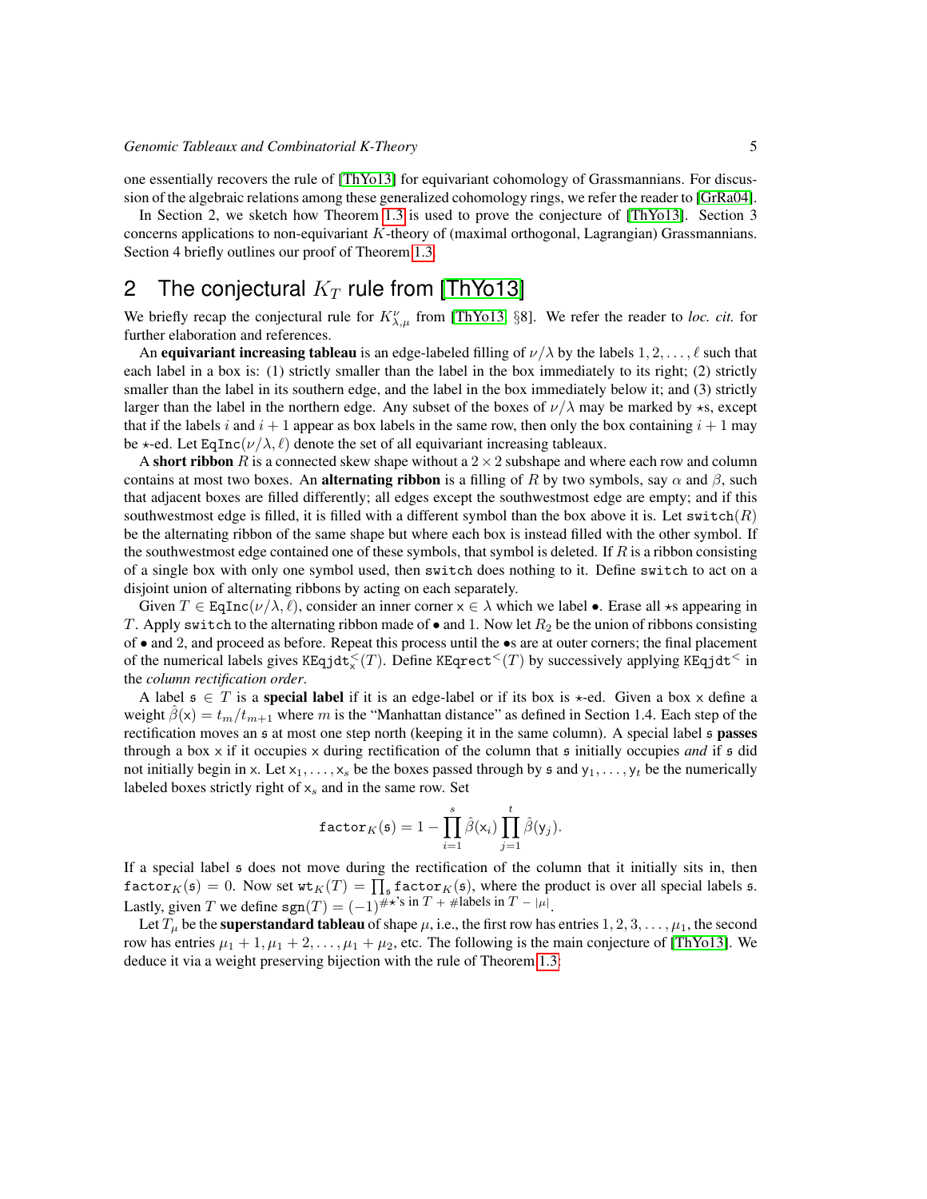one essentially recovers the rule of [ThYo13] for equivariant cohomology of Grassmannians. For discussion of the algebraic relations among these generalized cohomology rings, we refer the reader to [GrRa04].

In Section 2, we sketch how Theorem 1.3 is used to prove the conjecture of [ThYo13]. Section 3 concerns applications to non-equivariant $K$-theory of (maximal orthogonal, Lagrangian) Grassmannians. Section 4 briefly outlines our proof of Theorem 1.3.

## 2 The conjectural $K_T$ rule from [ThYo13]

We briefly recap the conjectural rule for $K_{\lambda,\mu}^{\nu}$ from [ThYo13, §8]. We refer the reader to *loc. cit.* for further elaboration and references.

An **equivariant increasing tableau** is an edge-labeled filling of $\nu/\lambda$ by the labels $1, 2, \ldots, \ell$ such that each label in a box is: (1) strictly smaller than the label in the box immediately to its right; (2) strictly smaller than the label in its southern edge, and the label in the box immediately below it; and (3) strictly larger than the label in the northern edge. Any subset of the boxes of $\nu/\lambda$ may be marked by $\star$s, except that if the labels $i$ and $i+1$ appear as box labels in the same row, then only the box containing $i+1$ may be $\star$-ed. Let $\mathtt{EqInc}(\nu/\lambda, \ell)$ denote the set of all equivariant increasing tableaux.

A **short ribbon** $R$ is a connected skew shape without a $2 \times 2$ subshape and where each row and column contains at most two boxes. An **alternating ribbon** is a filling of $R$ by two symbols, say $\alpha$ and $\beta$, such that adjacent boxes are filled differently; all edges except the southwestmost edge are empty; and if this southwestmost edge is filled, it is filled with a different symbol than the box above it is. Let $\mathtt{switch}(R)$ be the alternating ribbon of the same shape but where each box is instead filled with the other symbol. If the southwestmost edge contained one of these symbols, that symbol is deleted. If $R$ is a ribbon consisting of a single box with only one symbol used, then $\mathtt{switch}$ does nothing to it. Define $\mathtt{switch}$ to act on a disjoint union of alternating ribbons by acting on each separately.

Given $T \in \mathtt{EqInc}(\nu/\lambda, \ell)$, consider an inner corner $\mathsf{x} \in \lambda$ which we label $\bullet$. Erase all $\star$s appearing in $T$. Apply $\mathtt{switch}$ to the alternating ribbon made of $\bullet$ and 1. Now let $R_2$ be the union of ribbons consisting of $\bullet$ and 2, and proceed as before. Repeat this process until the $\bullet$s are at outer corners; the final placement of the numerical labels gives $\mathtt{KEqjdt}^{<}_{\mathsf{x}}(T)$. Define $\mathtt{KEqrect}^{<}(T)$ by successively applying $\mathtt{KEqjdt}^{<}$ in the *column rectification order*.

A label $\mathfrak{s} \in T$ is a **special label** if it is an edge-label or if its box is $\star$-ed. Given a box $\mathsf{x}$ define a weight $\hat{\beta}(\mathsf{x}) = t_m/t_{m+1}$ where $m$ is the "Manhattan distance" as defined in Section 1.4. Each step of the rectification moves an $\mathfrak{s}$ at most one step north (keeping it in the same column). A special label $\mathfrak{s}$ **passes** through a box $\mathsf{x}$ if it occupies $\mathsf{x}$ during rectification of the column that $\mathfrak{s}$ initially occupies *and* if $\mathfrak{s}$ did not initially begin in $\mathsf{x}$. Let $\mathsf{x}_1, \ldots, \mathsf{x}_s$ be the boxes passed through by $\mathfrak{s}$ and $\mathsf{y}_1, \ldots, \mathsf{y}_t$ be the numerically labeled boxes strictly right of $\mathsf{x}_s$ and in the same row. Set

$$\mathtt{factor}_K(\mathfrak{s}) = 1 - \prod_{i=1}^{s} \hat{\beta}(\mathsf{x}_i) \prod_{j=1}^{t} \hat{\beta}(\mathsf{y}_j).$$

If a special label $\mathfrak{s}$ does not move during the rectification of the column that it initially sits in, then $\mathtt{factor}_K(\mathfrak{s}) = 0$. Now set $\mathtt{wt}_K(T) = \prod_{\mathfrak{s}} \mathtt{factor}_K(\mathfrak{s})$, where the product is over all special labels $\mathfrak{s}$. Lastly, given $T$ we define $\mathtt{sgn}(T) = (-1)^{\#\star\text{'s in } T \,+\, \#\text{labels in } T \,-\, |\mu|}$.

Let $T_\mu$ be the **superstandard tableau** of shape $\mu$, i.e., the first row has entries $1, 2, 3, \ldots, \mu_1$, the second row has entries $\mu_1 + 1, \mu_1 + 2, \ldots, \mu_1 + \mu_2$, etc. The following is the main conjecture of [ThYo13]. We deduce it via a weight preserving bijection with the rule of Theorem 1.3: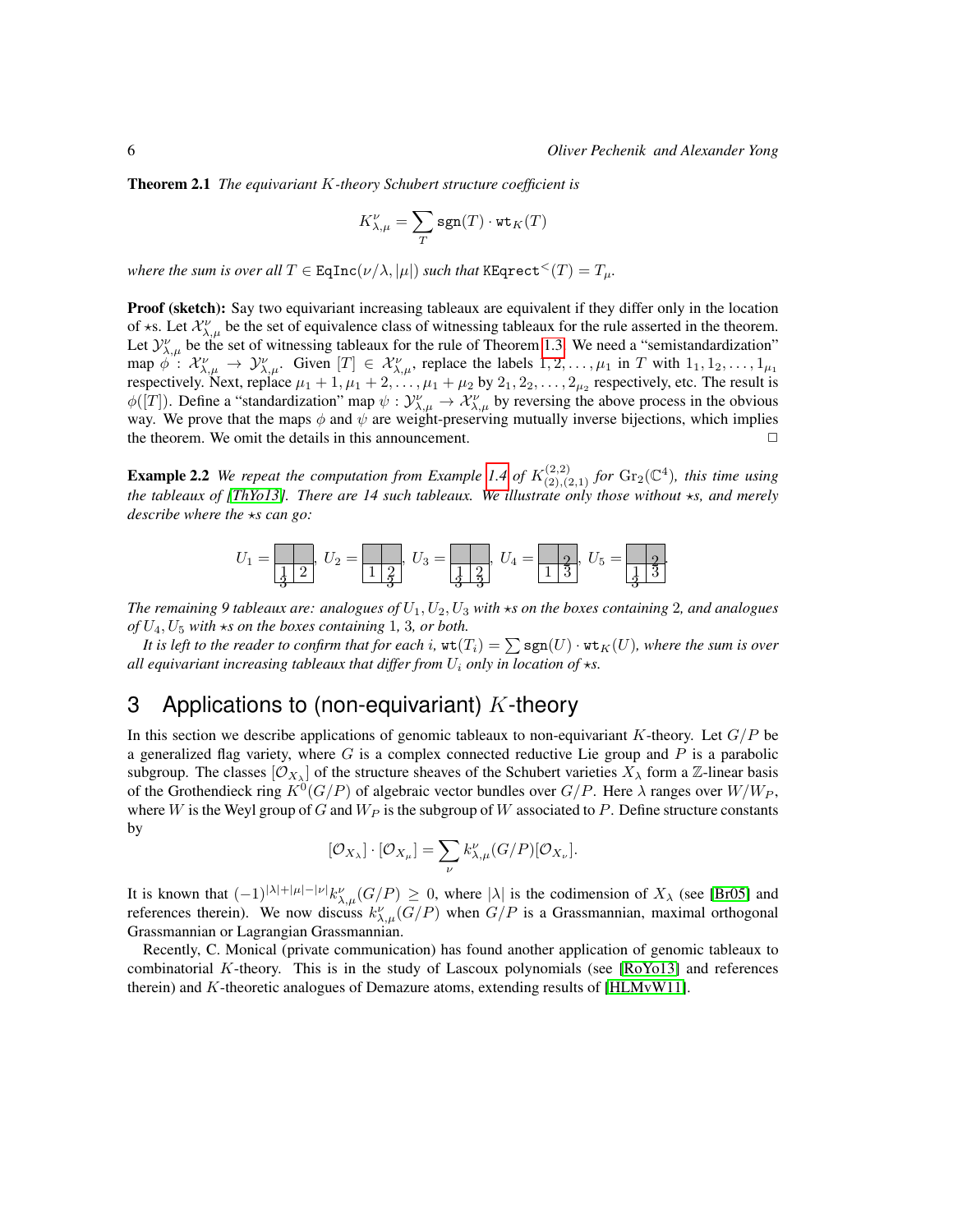**Theorem 2.1** *The equivariant $K$-theory Schubert structure coefficient is*

$$K_{\lambda,\mu}^{\nu} = \sum_{T} \mathtt{sgn}(T) \cdot \mathtt{wt}_K(T)$$

*where the sum is over all $T \in \mathtt{EqInc}(\nu/\lambda, |\mu|)$ such that $\mathtt{KEqrect}^{<}(T) = T_\mu$.*

**Proof (sketch):** Say two equivariant increasing tableaux are equivalent if they differ only in the location of $\star$s. Let $\mathcal{X}_{\lambda,\mu}^{\nu}$ be the set of equivalence class of witnessing tableaux for the rule asserted in the theorem. Let $\mathcal{Y}_{\lambda,\mu}^{\nu}$ be the set of witnessing tableaux for the rule of Theorem 1.3. We need a "semistandardization" map $\phi : \mathcal{X}_{\lambda,\mu}^{\nu} \to \mathcal{Y}_{\lambda,\mu}^{\nu}$. Given $[T] \in \mathcal{X}_{\lambda,\mu}^{\nu}$, replace the labels $1, 2, \ldots, \mu_1$ in $T$ with $1_1, 1_2, \ldots, 1_{\mu_1}$ respectively. Next, replace $\mu_1 + 1, \mu_1 + 2, \ldots, \mu_1 + \mu_2$ by $2_1, 2_2, \ldots, 2_{\mu_2}$ respectively, etc. The result is $\phi([T])$. Define a "standardization" map $\psi : \mathcal{Y}_{\lambda,\mu}^{\nu} \to \mathcal{X}_{\lambda,\mu}^{\nu}$ by reversing the above process in the obvious way. We prove that the maps $\phi$ and $\psi$ are weight-preserving mutually inverse bijections, which implies the theorem. We omit the details in this announcement. $\square$

**Example 2.2** *We repeat the computation from Example 1.4 of $K_{(2),(2,1)}^{(2,2)}$ for $\mathrm{Gr}_2(\mathbb{C}^4)$, this time using the tableaux of [ThYo13]. There are 14 such tableaux. We illustrate only those without $\star$s, and merely describe where the $\star$s can go:*

$U_1 = \begin{array}{|c|c|}\hline \phantom{1} & \phantom{1} \\ \hline \begin{smallmatrix}1\\3\end{smallmatrix} & 2 \\ \hline\end{array}$, $U_2 = \begin{array}{|c|c|}\hline \phantom{1} & \phantom{1} \\ \hline 1 & \begin{smallmatrix}2\\3\end{smallmatrix} \\ \hline\end{array}$, $U_3 = \begin{array}{|c|c|}\hline \phantom{1} & \phantom{1} \\ \hline \begin{smallmatrix}1\\3\end{smallmatrix} & \begin{smallmatrix}2\\3\end{smallmatrix} \\ \hline\end{array}$, $U_4 = \begin{array}{|c|c|}\hline \phantom{1} & 2 \\ \hline 1 & 3 \\ \hline\end{array}$, $U_5 = \begin{array}{|c|c|}\hline \phantom{1} & 2 \\ \hline \begin{smallmatrix}1\\3\end{smallmatrix} & 3 \\ \hline\end{array}$.

*The remaining 9 tableaux are: analogues of $U_1, U_2, U_3$ with $\star$s on the boxes containing 2, and analogues of $U_4, U_5$ with $\star$s on the boxes containing 1, 3, or both.*

*It is left to the reader to confirm that for each $i$, $\mathtt{wt}(T_i) = \sum \mathtt{sgn}(U) \cdot \mathtt{wt}_K(U)$, where the sum is over all equivariant increasing tableaux that differ from $U_i$ only in location of $\star$s.*

## 3 Applications to (non-equivariant) $K$-theory

In this section we describe applications of genomic tableaux to non-equivariant $K$-theory. Let $G/P$ be a generalized flag variety, where $G$ is a complex connected reductive Lie group and $P$ is a parabolic subgroup. The classes $[\mathcal{O}_{X_\lambda}]$ of the structure sheaves of the Schubert varieties $X_\lambda$ form a $\mathbb{Z}$-linear basis of the Grothendieck ring $K^0(G/P)$ of algebraic vector bundles over $G/P$. Here $\lambda$ ranges over $W/W_P$, where $W$ is the Weyl group of $G$ and $W_P$ is the subgroup of $W$ associated to $P$. Define structure constants by

$$[\mathcal{O}_{X_\lambda}] \cdot [\mathcal{O}_{X_\mu}] = \sum_{\nu} k_{\lambda,\mu}^{\nu}(G/P)[\mathcal{O}_{X_\nu}].$$

It is known that $(-1)^{|\lambda|+|\mu|-|\nu|} k_{\lambda,\mu}^{\nu}(G/P) \geq 0$, where $|\lambda|$ is the codimension of $X_\lambda$ (see [Br05] and references therein). We now discuss $k_{\lambda,\mu}^{\nu}(G/P)$ when $G/P$ is a Grassmannian, maximal orthogonal Grassmannian or Lagrangian Grassmannian.

Recently, C. Monical (private communication) has found another application of genomic tableaux to combinatorial $K$-theory. This is in the study of Lascoux polynomials (see [RoYo13] and references therein) and $K$-theoretic analogues of Demazure atoms, extending results of [HLMvW11].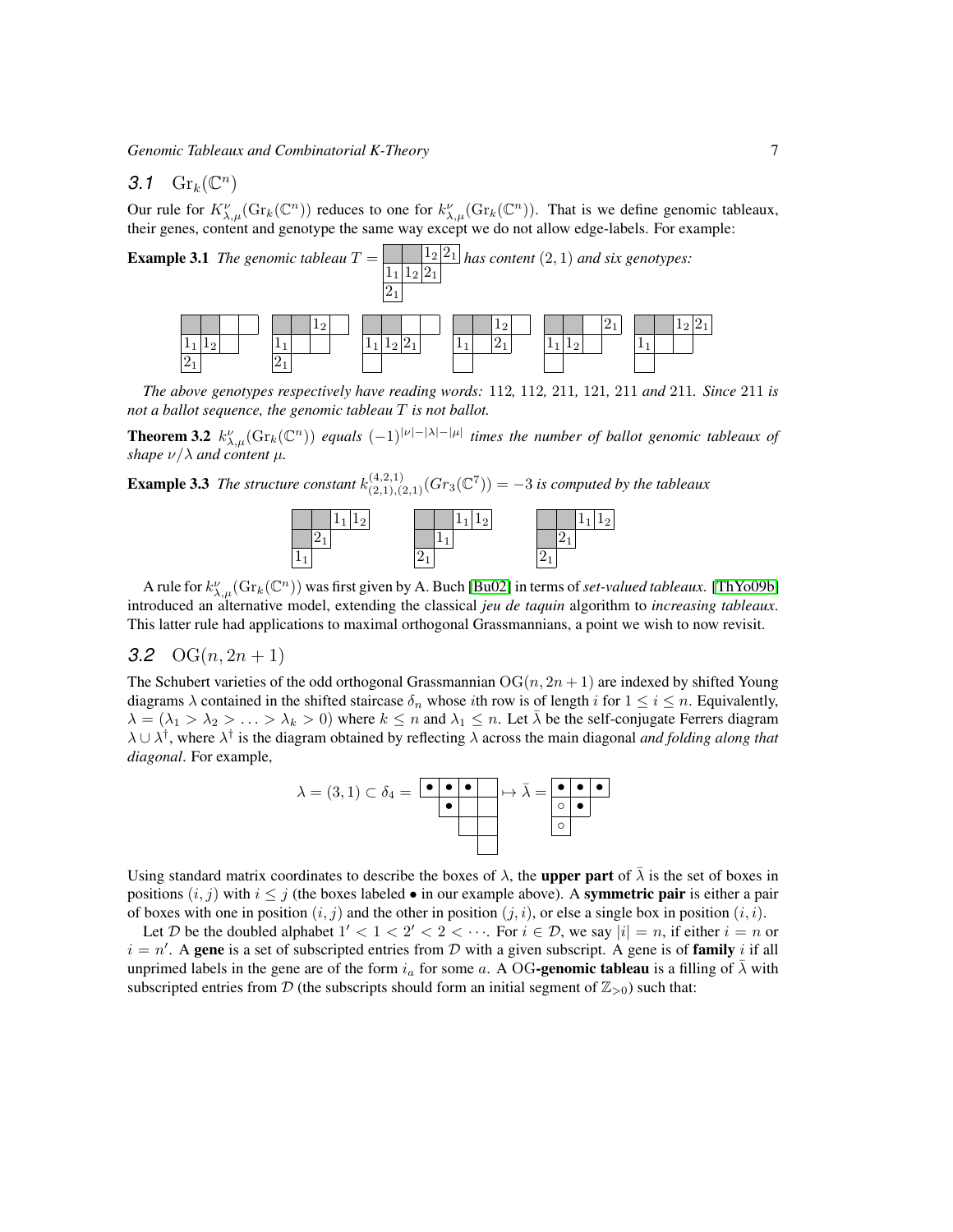### *3.1* $\mathrm{Gr}_k(\mathbb{C}^n)$

Our rule for $K^{\nu}_{\lambda,\mu}(\mathrm{Gr}_k(\mathbb{C}^n))$ reduces to one for $k^{\nu}_{\lambda,\mu}(\mathrm{Gr}_k(\mathbb{C}^n))$. That is we define genomic tableaux, their genes, content and genotype the same way except we do not allow edge-labels. For example:

**Example 3.1** *The genomic tableau* $T = $

| ■ | ■ | $1_2$ | $2_1$ |
|---|---|---|---|
| $1_1$ | $1_2$ | $2_1$ | |
| $2_1$ | | | |

*has content* $(2,1)$ *and six genotypes:*

| ■ | ■ | | |
|---|---|---|---|
| $1_1$ | $1_2$ | | |
| $2_1$ | | | |

| ■ | ■ | $1_2$ | |
|---|---|---|---|
| $1_1$ | | | |
| $2_1$ | | | |

| ■ | ■ | | |
|---|---|---|---|
| $1_1$ | $1_2$ | $2_1$ | |
| | | | |

| ■ | ■ | $1_2$ | |
|---|---|---|---|
| $1_1$ | | $2_1$ | |
| | | | |

| ■ | ■ | | $2_1$ |
|---|---|---|---|
| $1_1$ | $1_2$ | | |
| | | | |

| ■ | ■ | $1_2$ | $2_1$ |
|---|---|---|---|
| $1_1$ | | | |
| | | | |

*The above genotypes respectively have reading words:* 112*,* 112*,* 211*,* 121*,* 211 *and* 211*. Since* 211 *is not a ballot sequence, the genomic tableau* $T$ *is not ballot.*

**Theorem 3.2** $k^{\nu}_{\lambda,\mu}(\mathrm{Gr}_k(\mathbb{C}^n))$ *equals* $(-1)^{|\nu|-|\lambda|-|\mu|}$ *times the number of ballot genomic tableaux of shape* $\nu/\lambda$ *and content* $\mu$.

**Example 3.3** *The structure constant* $k^{(4,2,1)}_{(2,1),(2,1)}(Gr_3(\mathbb{C}^7)) = -3$ *is computed by the tableaux*

| ■ | ■ | $1_1$ | $1_2$ |
|---|---|---|---|
| ■ | $2_1$ | | |
| $1_1$ | | | |

| ■ | ■ | $1_1$ | $1_2$ |
|---|---|---|---|
| ■ | $1_1$ | | |
| $2_1$ | | | |

| ■ | ■ | $1_1$ | $1_2$ |
|---|---|---|---|
| ■ | $2_1$ | | |
| $2_1$ | | | |

A rule for $k^{\nu}_{\lambda,\mu}(\mathrm{Gr}_k(\mathbb{C}^n))$ was first given by A. Buch [Bu02] in terms of *set-valued tableaux*. [ThYo09b] introduced an alternative model, extending the classical *jeu de taquin* algorithm to *increasing tableaux*. This latter rule had applications to maximal orthogonal Grassmannians, a point we wish to now revisit.

### *3.2* $\mathrm{OG}(n, 2n+1)$

The Schubert varieties of the odd orthogonal Grassmannian $\mathrm{OG}(n, 2n+1)$ are indexed by shifted Young diagrams $\lambda$ contained in the shifted staircase $\delta_n$ whose $i$th row is of length $i$ for $1 \leq i \leq n$. Equivalently, $\lambda = (\lambda_1 > \lambda_2 > \ldots > \lambda_k > 0)$ where $k \leq n$ and $\lambda_1 \leq n$. Let $\bar{\lambda}$ be the self-conjugate Ferrers diagram $\lambda \cup \lambda^{\dagger}$, where $\lambda^{\dagger}$ is the diagram obtained by reflecting $\lambda$ across the main diagonal *and folding along that diagonal*. For example,

$\lambda = (3,1) \subset \delta_4 = $

| • | • | • | |
|---|---|---|---|
| | • | | |
| | | | |
| | | | |

$\mapsto \bar{\lambda} = $

| • | • | • |
|---|---|---|
| ○ | • | |
| ○ | | |

Using standard matrix coordinates to describe the boxes of $\lambda$, the **upper part** of $\bar{\lambda}$ is the set of boxes in positions $(i,j)$ with $i \leq j$ (the boxes labeled • in our example above). A **symmetric pair** is either a pair of boxes with one in position $(i,j)$ and the other in position $(j,i)$, or else a single box in position $(i,i)$.

Let $\mathcal{D}$ be the doubled alphabet $1' < 1 < 2' < 2 < \cdots$. For $i \in \mathcal{D}$, we say $|i| = n$, if either $i = n$ or $i = n'$. A **gene** is a set of subscripted entries from $\mathcal{D}$ with a given subscript. A gene is of **family** $i$ if all unprimed labels in the gene are of the form $i_a$ for some $a$. A $\mathrm{OG}$**-genomic tableau** is a filling of $\bar{\lambda}$ with subscripted entries from $\mathcal{D}$ (the subscripts should form an initial segment of $\mathbb{Z}_{>0}$) such that: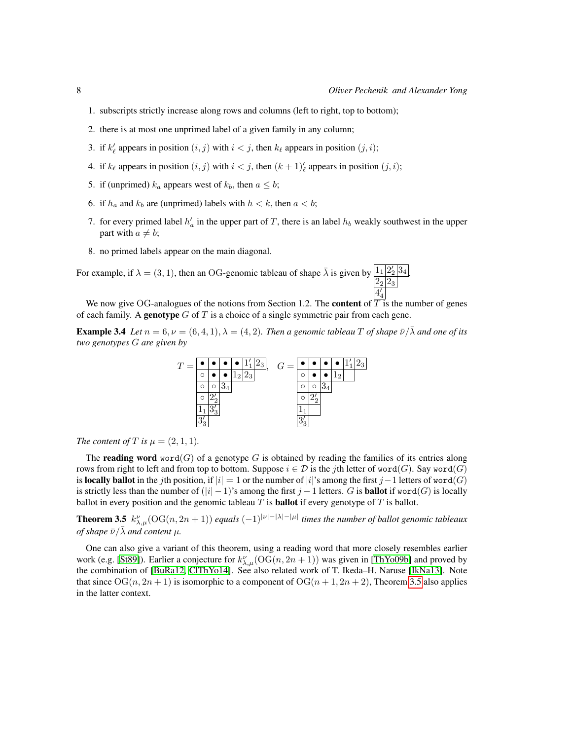1. subscripts strictly increase along rows and columns (left to right, top to bottom);
2. there is at most one unprimed label of a given family in any column;
3. if $k'_\ell$ appears in position $(i,j)$ with $i<j$, then $k_\ell$ appears in position $(j,i)$;
4. if $k_\ell$ appears in position $(i,j)$ with $i<j$, then $(k+1)'_\ell$ appears in position $(j,i)$;
5. if (unprimed) $k_a$ appears west of $k_b$, then $a \leq b$;
6. if $h_a$ and $k_b$ are (unprimed) labels with $h<k$, then $a<b$;
7. for every primed label $h'_a$ in the upper part of $T$, there is an label $h_b$ weakly southwest in the upper part with $a \neq b$;
8. no primed labels appear on the main diagonal.

For example, if $\lambda = (3,1)$, then an OG-genomic tableau of shape $\bar{\lambda}$ is given by

| $1_1$ | $2'_2$ | $3_4$ |
|---|---|---|
| $2_2$ | $2_3$ | |
| $4'_4$ | | |

.

We now give OG-analogues of the notions from Section 1.2. The **content** of $T$ is the number of genes of each family. A **genotype** $G$ of $T$ is a choice of a single symmetric pair from each gene.

**Example 3.4** *Let $n=6, \nu=(6,4,1), \lambda=(4,2)$. Then a genomic tableau $T$ of shape $\bar{\nu}/\bar{\lambda}$ and one of its two genotypes $G$ are given by*

$T =$

| • | • | • | • | $1'_1$ | $2_3$ |
|---|---|---|---|---|---|
| ◦ | • | • | $1_2$ | $2_3$ | |
| ◦ | ◦ | $3_4$ | | | |
| ◦ | $2'_2$ | | | | |
| $1_1$ | $3'_3$ | | | | |
| $3'_3$ | | | | | |

, $G =$

| • | • | • | • | $1'_1$ | $2_3$ |
|---|---|---|---|---|---|
| ◦ | • | • | $1_2$ | | |
| ◦ | ◦ | $3_4$ | | | |
| ◦ | $2'_2$ | | | | |
| $1_1$ | | | | | |
| $3'_3$ | | | | | |

*The content of $T$ is $\mu = (2,1,1)$.*

The **reading word** $\texttt{word}(G)$ of a genotype $G$ is obtained by reading the families of its entries along rows from right to left and from top to bottom. Suppose $i \in \mathcal{D}$ is the $j$th letter of $\texttt{word}(G)$. Say $\texttt{word}(G)$ is **locally ballot** in the $j$th position, if $|i|=1$ or the number of $|i|$'s among the first $j-1$ letters of $\texttt{word}(G)$ is strictly less than the number of $(|i|-1)$'s among the first $j-1$ letters. $G$ is **ballot** if $\texttt{word}(G)$ is locally ballot in every position and the genomic tableau $T$ is **ballot** if every genotype of $T$ is ballot.

**Theorem 3.5** *$k^\nu_{\lambda,\mu}(\mathrm{OG}(n,2n+1))$ equals $(-1)^{|\nu|-|\lambda|-|\mu|}$ times the number of ballot genomic tableaux of shape $\bar{\nu}/\bar{\lambda}$ and content $\mu$.*

One can also give a variant of this theorem, using a reading word that more closely resembles earlier work (e.g. [St89]). Earlier a conjecture for $k^\nu_{\lambda,\mu}(\mathrm{OG}(n,2n+1))$ was given in [ThYo09b] and proved by the combination of [BuRa12, ClThYo14]. See also related work of T. Ikeda–H. Naruse [IkNa13]. Note that since $\mathrm{OG}(n,2n+1)$ is isomorphic to a component of $\mathrm{OG}(n+1,2n+2)$, Theorem 3.5 also applies in the latter context.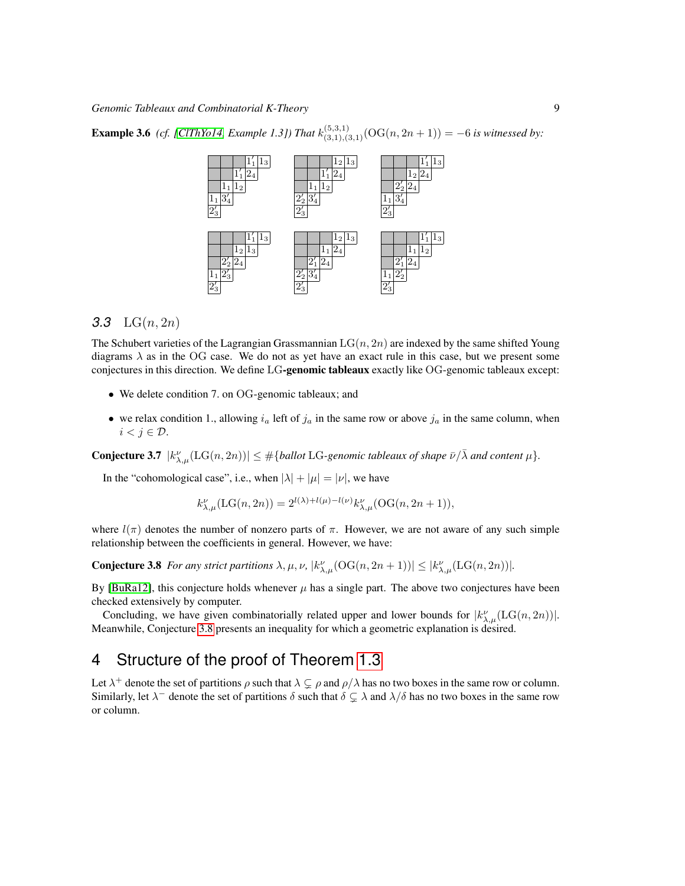**Example 3.6** *(cf. [ClThYo14, Example 1.3]) That $k^{(5,3,1)}_{(3,1),(3,1)}(\mathrm{OG}(n,2n+1)) = -6$ is witnessed by:*

### 3.3 $\mathrm{LG}(n, 2n)$

The Schubert varieties of the Lagrangian Grassmannian $\mathrm{LG}(n, 2n)$ are indexed by the same shifted Young diagrams $\lambda$ as in the OG case. We do not as yet have an exact rule in this case, but we present some conjectures in this direction. We define LG-**genomic tableaux** exactly like OG-genomic tableaux except:

- We delete condition 7. on OG-genomic tableaux; and
- we relax condition 1., allowing $i_a$ left of $j_a$ in the same row or above $j_a$ in the same column, when $i < j \in \mathcal{D}$.

**Conjecture 3.7** $|k^{\nu}_{\lambda,\mu}(\mathrm{LG}(n, 2n))| \leq \#\{$*ballot* LG*-genomic tableaux of shape* $\bar{\nu}/\bar{\lambda}$ *and content* $\mu\}$.

In the "cohomological case", i.e., when $|\lambda| + |\mu| = |\nu|$, we have

$$k^{\nu}_{\lambda,\mu}(\mathrm{LG}(n, 2n)) = 2^{l(\lambda)+l(\mu)-l(\nu)} k^{\nu}_{\lambda,\mu}(\mathrm{OG}(n, 2n + 1)),$$

where $l(\pi)$ denotes the number of nonzero parts of $\pi$. However, we are not aware of any such simple relationship between the coefficients in general. However, we have:

**Conjecture 3.8** *For any strict partitions $\lambda, \mu, \nu$, $|k^{\nu}_{\lambda,\mu}(\mathrm{OG}(n, 2n + 1))| \leq |k^{\nu}_{\lambda,\mu}(\mathrm{LG}(n, 2n))|$.*

By [BuRa12], this conjecture holds whenever $\mu$ has a single part. The above two conjectures have been checked extensively by computer.

Concluding, we have given combinatorially related upper and lower bounds for $|k^{\nu}_{\lambda,\mu}(\mathrm{LG}(n, 2n))|$. Meanwhile, Conjecture 3.8 presents an inequality for which a geometric explanation is desired.

## 4 Structure of the proof of Theorem 1.3

Let $\lambda^+$ denote the set of partitions $\rho$ such that $\lambda \subsetneq \rho$ and $\rho/\lambda$ has no two boxes in the same row or column. Similarly, let $\lambda^-$ denote the set of partitions $\delta$ such that $\delta \subsetneq \lambda$ and $\lambda/\delta$ has no two boxes in the same row or column.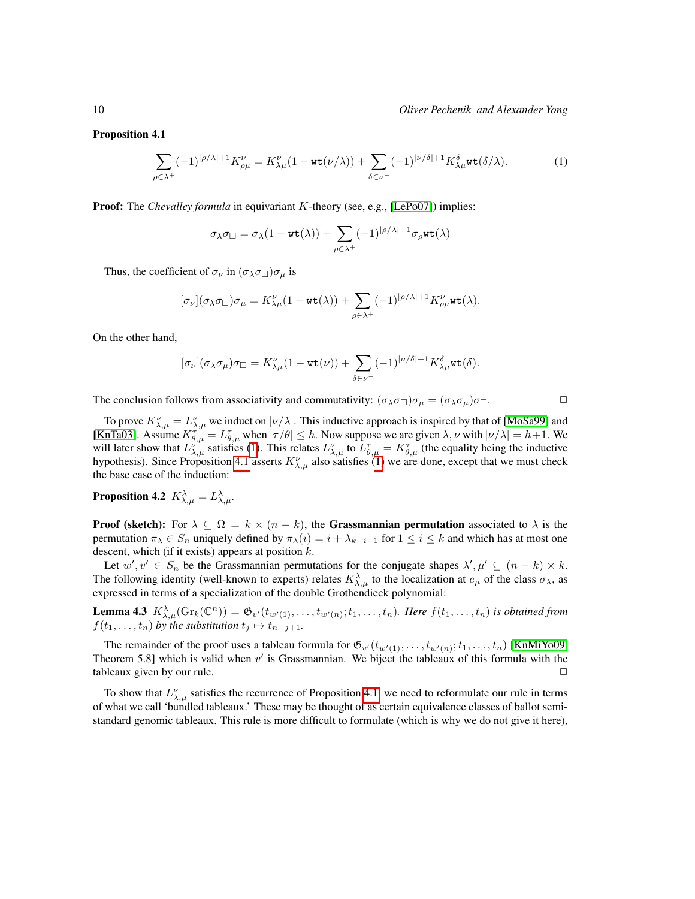**Proposition 4.1**

$$\sum_{\rho \in \lambda^+} (-1)^{|\rho/\lambda|+1} K_{\rho\mu}^{\nu} = K_{\lambda\mu}^{\nu}(1 - \mathtt{wt}(\nu/\lambda)) + \sum_{\delta \in \nu^-} (-1)^{|\nu/\delta|+1} K_{\lambda\mu}^{\delta} \mathtt{wt}(\delta/\lambda). \tag{1}$$

**Proof:** The *Chevalley formula* in equivariant $K$-theory (see, e.g., [LePo07]) implies:

$$\sigma_\lambda \sigma_\square = \sigma_\lambda(1 - \mathtt{wt}(\lambda)) + \sum_{\rho \in \lambda^+} (-1)^{|\rho/\lambda|+1} \sigma_\rho \mathtt{wt}(\lambda)$$

Thus, the coefficient of $\sigma_\nu$ in $(\sigma_\lambda \sigma_\square)\sigma_\mu$ is

$$[\sigma_\nu](\sigma_\lambda \sigma_\square)\sigma_\mu = K_{\lambda\mu}^{\nu}(1 - \mathtt{wt}(\lambda)) + \sum_{\rho \in \lambda^+} (-1)^{|\rho/\lambda|+1} K_{\rho\mu}^{\nu} \mathtt{wt}(\lambda).$$

On the other hand,

$$[\sigma_\nu](\sigma_\lambda \sigma_\mu)\sigma_\square = K_{\lambda\mu}^{\nu}(1 - \mathtt{wt}(\nu)) + \sum_{\delta \in \nu^-} (-1)^{|\nu/\delta|+1} K_{\lambda\mu}^{\delta} \mathtt{wt}(\delta).$$

The conclusion follows from associativity and commutativity: $(\sigma_\lambda \sigma_\square)\sigma_\mu = (\sigma_\lambda \sigma_\mu)\sigma_\square$. $\square$

To prove $K_{\lambda,\mu}^{\nu} = L_{\lambda,\mu}^{\nu}$ we induct on $|\nu/\lambda|$. This inductive approach is inspired by that of [MoSa99] and [KnTa03]. Assume $K_{\theta,\mu}^{\tau} = L_{\theta,\mu}^{\tau}$ when $|\tau/\theta| \leq h$. Now suppose we are given $\lambda, \nu$ with $|\nu/\lambda| = h+1$. We will later show that $L_{\lambda,\mu}^{\nu}$ satisfies (1). This relates $L_{\lambda,\mu}^{\nu}$ to $L_{\theta,\mu}^{\tau} = K_{\theta,\mu}^{\tau}$ (the equality being the inductive hypothesis). Since Proposition 4.1 asserts $K_{\lambda,\mu}^{\nu}$ also satisfies (1) we are done, except that we must check the base case of the induction:

**Proposition 4.2** $K_{\lambda,\mu}^{\lambda} = L_{\lambda,\mu}^{\lambda}$.

**Proof (sketch):** For $\lambda \subseteq \Omega = k \times (n-k)$, the **Grassmannian permutation** associated to $\lambda$ is the permutation $\pi_\lambda \in S_n$ uniquely defined by $\pi_\lambda(i) = i + \lambda_{k-i+1}$ for $1 \leq i \leq k$ and which has at most one descent, which (if it exists) appears at position $k$.

Let $w', v' \in S_n$ be the Grassmannian permutations for the conjugate shapes $\lambda', \mu' \subseteq (n-k) \times k$. The following identity (well-known to experts) relates $K_{\lambda,\mu}^{\lambda}$ to the localization at $e_\mu$ of the class $\sigma_\lambda$, as expressed in terms of a specialization of the double Grothendieck polynomial:

**Lemma 4.3** $K_{\lambda,\mu}^{\lambda}(\mathrm{Gr}_k(\mathbb{C}^n)) = \overline{\mathfrak{G}_{v'}(t_{w'(1)}, \ldots, t_{w'(n)}; t_1, \ldots, t_n)}$. *Here* $\overline{f(t_1, \ldots, t_n)}$ *is obtained from* $f(t_1, \ldots, t_n)$ *by the substitution* $t_j \mapsto t_{n-j+1}$.

The remainder of the proof uses a tableau formula for $\overline{\mathfrak{G}_{v'}(t_{w'(1)}, \ldots, t_{w'(n)}; t_1, \ldots, t_n)}$ [KnMiYo09, Theorem 5.8] which is valid when $v'$ is Grassmannian. We biject the tableaux of this formula with the tableaux given by our rule. $\square$

To show that $L_{\lambda,\mu}^{\nu}$ satisfies the recurrence of Proposition 4.1, we need to reformulate our rule in terms of what we call 'bundled tableaux.' These may be thought of as certain equivalence classes of ballot semistandard genomic tableaux. This rule is more difficult to formulate (which is why we do not give it here),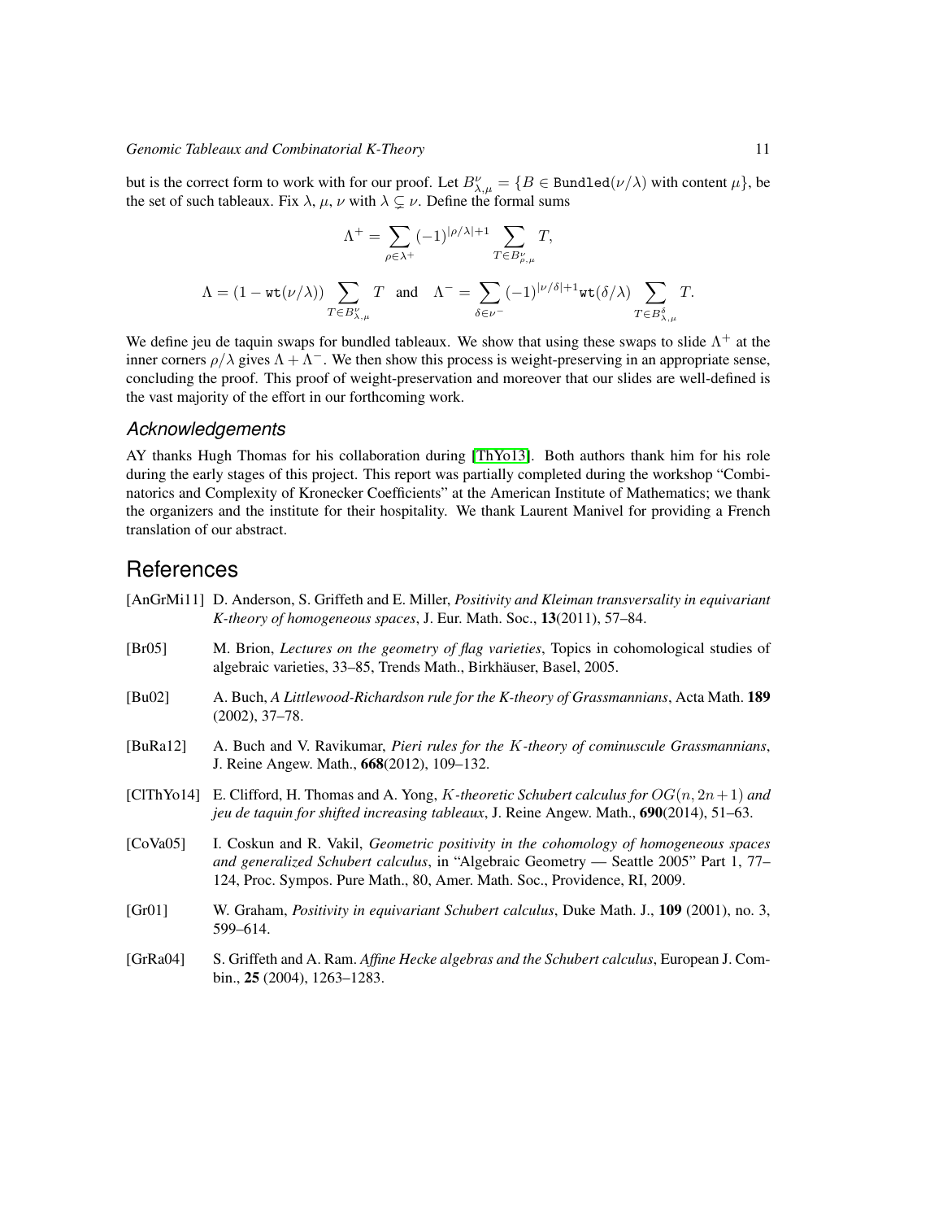but is the correct form to work with for our proof. Let $B^{\nu}_{\lambda,\mu} = \{B \in \texttt{Bundled}(\nu/\lambda) \text{ with content } \mu\}$, be the set of such tableaux. Fix $\lambda$, $\mu$, $\nu$ with $\lambda \subsetneq \nu$. Define the formal sums

$$\Lambda^{+} = \sum_{\rho \in \lambda^{+}} (-1)^{|\rho/\lambda|+1} \sum_{T \in B^{\nu}_{\rho,\mu}} T,$$

$$\Lambda = (1 - \texttt{wt}(\nu/\lambda)) \sum_{T \in B^{\nu}_{\lambda,\mu}} T \quad \text{and} \quad \Lambda^{-} = \sum_{\delta \in \nu^{-}} (-1)^{|\nu/\delta|+1} \texttt{wt}(\delta/\lambda) \sum_{T \in B^{\delta}_{\lambda,\mu}} T.$$

We define jeu de taquin swaps for bundled tableaux. We show that using these swaps to slide $\Lambda^{+}$ at the inner corners $\rho/\lambda$ gives $\Lambda + \Lambda^{-}$. We then show this process is weight-preserving in an appropriate sense, concluding the proof. This proof of weight-preservation and moreover that our slides are well-defined is the vast majority of the effort in our forthcoming work.

### Acknowledgements

AY thanks Hugh Thomas for his collaboration during [ThYo13]. Both authors thank him for his role during the early stages of this project. This report was partially completed during the workshop "Combinatorics and Complexity of Kronecker Coefficients" at the American Institute of Mathematics; we thank the organizers and the institute for their hospitality. We thank Laurent Manivel for providing a French translation of our abstract.

## References

[AnGrMi11] D. Anderson, S. Griffeth and E. Miller, *Positivity and Kleiman transversality in equivariant K-theory of homogeneous spaces*, J. Eur. Math. Soc., **13**(2011), 57–84.

[Br05] M. Brion, *Lectures on the geometry of flag varieties*, Topics in cohomological studies of algebraic varieties, 33–85, Trends Math., Birkhäuser, Basel, 2005.

[Bu02] A. Buch, *A Littlewood-Richardson rule for the K-theory of Grassmannians*, Acta Math. **189** (2002), 37–78.

[BuRa12] A. Buch and V. Ravikumar, *Pieri rules for the $K$-theory of cominuscule Grassmannians*, J. Reine Angew. Math., **668**(2012), 109–132.

[ClThYo14] E. Clifford, H. Thomas and A. Yong, *$K$-theoretic Schubert calculus for $OG(n, 2n+1)$ and jeu de taquin for shifted increasing tableaux*, J. Reine Angew. Math., **690**(2014), 51–63.

[CoVa05] I. Coskun and R. Vakil, *Geometric positivity in the cohomology of homogeneous spaces and generalized Schubert calculus*, in "Algebraic Geometry — Seattle 2005" Part 1, 77–124, Proc. Sympos. Pure Math., 80, Amer. Math. Soc., Providence, RI, 2009.

[Gr01] W. Graham, *Positivity in equivariant Schubert calculus*, Duke Math. J., **109** (2001), no. 3, 599–614.

[GrRa04] S. Griffeth and A. Ram. *Affine Hecke algebras and the Schubert calculus*, European J. Combin., **25** (2004), 1263–1283.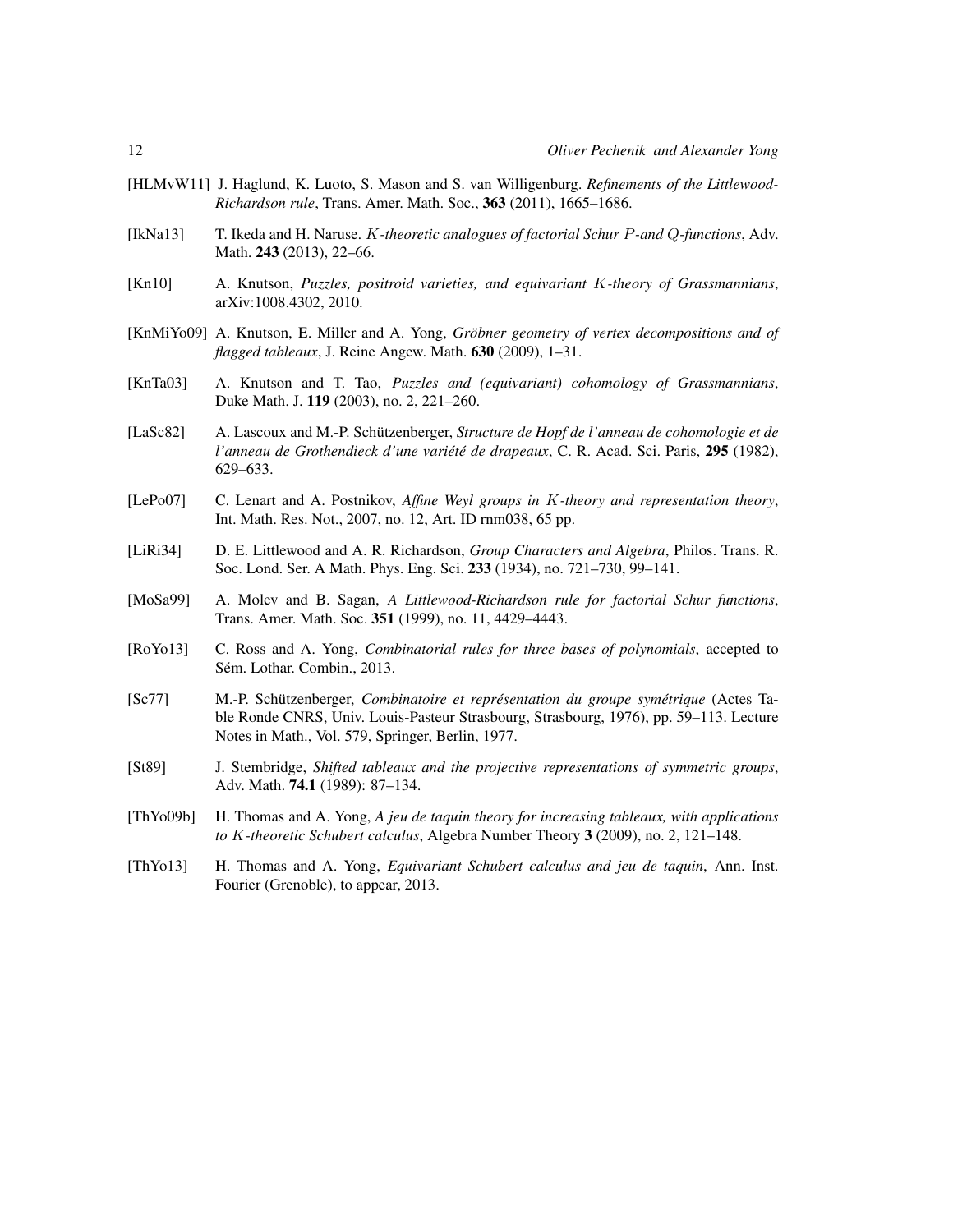[HLMvW11] J. Haglund, K. Luoto, S. Mason and S. van Willigenburg. *Refinements of the Littlewood-Richardson rule*, Trans. Amer. Math. Soc., **363** (2011), 1665–1686.

[IkNa13] T. Ikeda and H. Naruse. *$K$-theoretic analogues of factorial Schur $P$-and $Q$-functions*, Adv. Math. **243** (2013), 22–66.

[Kn10] A. Knutson, *Puzzles, positroid varieties, and equivariant $K$-theory of Grassmannians*, arXiv:1008.4302, 2010.

[KnMiYo09] A. Knutson, E. Miller and A. Yong, *Gröbner geometry of vertex decompositions and of flagged tableaux*, J. Reine Angew. Math. **630** (2009), 1–31.

[KnTa03] A. Knutson and T. Tao, *Puzzles and (equivariant) cohomology of Grassmannians*, Duke Math. J. **119** (2003), no. 2, 221–260.

[LaSc82] A. Lascoux and M.-P. Schützenberger, *Structure de Hopf de l'anneau de cohomologie et de l'anneau de Grothendieck d'une variété de drapeaux*, C. R. Acad. Sci. Paris, **295** (1982), 629–633.

[LePo07] C. Lenart and A. Postnikov, *Affine Weyl groups in $K$-theory and representation theory*, Int. Math. Res. Not., 2007, no. 12, Art. ID rnm038, 65 pp.

[LiRi34] D. E. Littlewood and A. R. Richardson, *Group Characters and Algebra*, Philos. Trans. R. Soc. Lond. Ser. A Math. Phys. Eng. Sci. **233** (1934), no. 721–730, 99–141.

[MoSa99] A. Molev and B. Sagan, *A Littlewood-Richardson rule for factorial Schur functions*, Trans. Amer. Math. Soc. **351** (1999), no. 11, 4429–4443.

[RoYo13] C. Ross and A. Yong, *Combinatorial rules for three bases of polynomials*, accepted to Sém. Lothar. Combin., 2013.

[Sc77] M.-P. Schützenberger, *Combinatoire et représentation du groupe symétrique* (Actes Table Ronde CNRS, Univ. Louis-Pasteur Strasbourg, Strasbourg, 1976), pp. 59–113. Lecture Notes in Math., Vol. 579, Springer, Berlin, 1977.

[St89] J. Stembridge, *Shifted tableaux and the projective representations of symmetric groups*, Adv. Math. **74.1** (1989): 87–134.

[ThYo09b] H. Thomas and A. Yong, *A jeu de taquin theory for increasing tableaux, with applications to $K$-theoretic Schubert calculus*, Algebra Number Theory **3** (2009), no. 2, 121–148.

[ThYo13] H. Thomas and A. Yong, *Equivariant Schubert calculus and jeu de taquin*, Ann. Inst. Fourier (Grenoble), to appear, 2013.